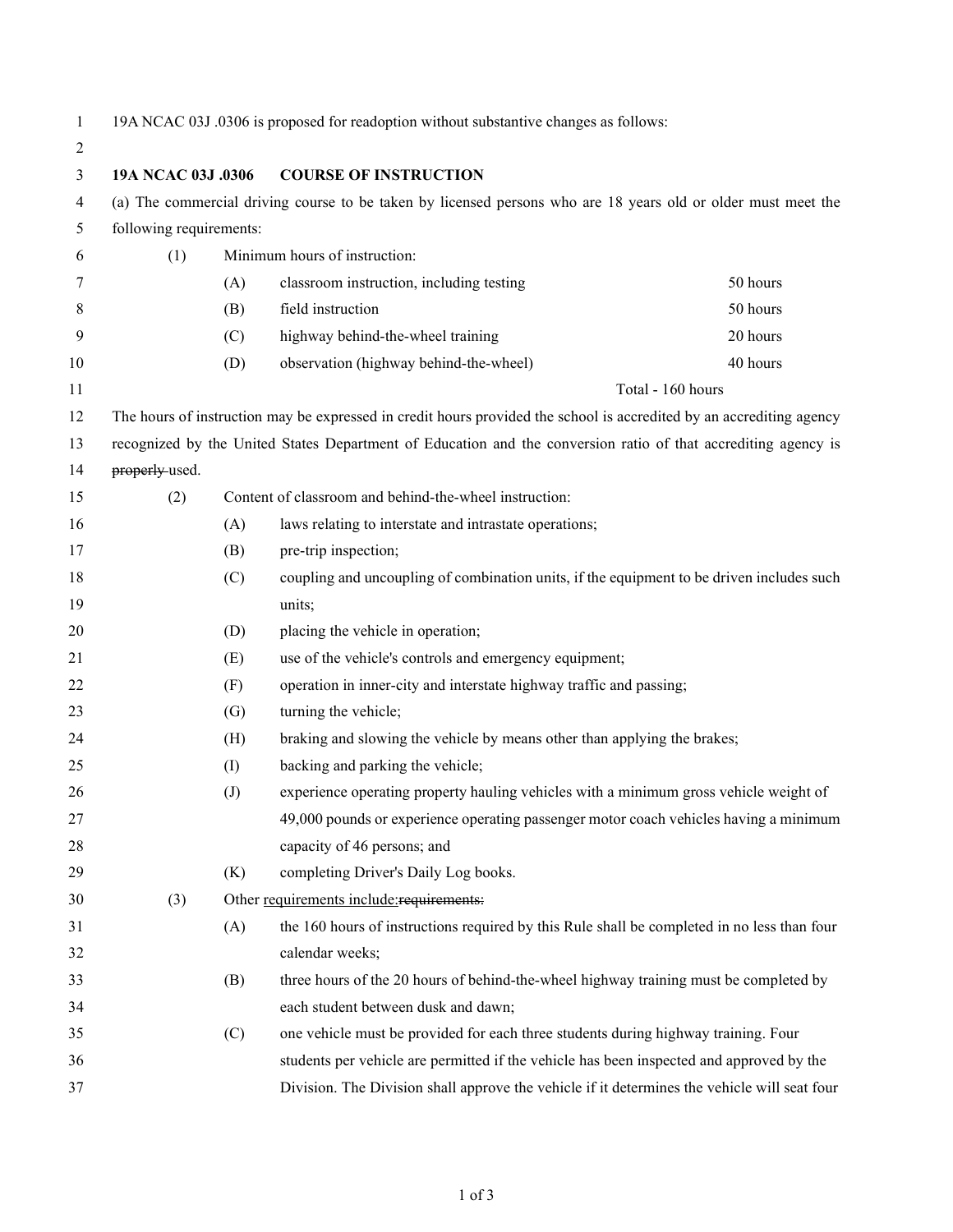19A NCAC 03J .0306 is proposed for readoption without substantive changes as follows:

**19A NCAC 03J .0306 COURSE OF INSTRUCTION**

(a) The commercial driving course to be taken by licensed persons who are 18 years old or older must meet the following requirements:

(1) Minimum hours of instruction:

| | | |
|---|---|---|
| (A) | classroom instruction, including testing | 50 hours |
| (B) | field instruction | 50 hours |
| (C) | highway behind-the-wheel training | 20 hours |
| (D) | observation (highway behind-the-wheel) | 40 hours |
| | | Total - 160 hours |

The hours of instruction may be expressed in credit hours provided the school is accredited by an accrediting agency recognized by the United States Department of Education and the conversion ratio of that accrediting agency is ~~properly~~ used.

(2) Content of classroom and behind-the-wheel instruction:

(A) laws relating to interstate and intrastate operations;

(B) pre-trip inspection;

(C) coupling and uncoupling of combination units, if the equipment to be driven includes such units;

(D) placing the vehicle in operation;

(E) use of the vehicle's controls and emergency equipment;

(F) operation in inner-city and interstate highway traffic and passing;

(G) turning the vehicle;

(H) braking and slowing the vehicle by means other than applying the brakes;

(I) backing and parking the vehicle;

(J) experience operating property hauling vehicles with a minimum gross vehicle weight of 49,000 pounds or experience operating passenger motor coach vehicles having a minimum capacity of 46 persons; and

(K) completing Driver's Daily Log books.

(3) Other <u>requirements include:</u>~~requirements:~~

(A) the 160 hours of instructions required by this Rule shall be completed in no less than four calendar weeks;

(B) three hours of the 20 hours of behind-the-wheel highway training must be completed by each student between dusk and dawn;

(C) one vehicle must be provided for each three students during highway training. Four students per vehicle are permitted if the vehicle has been inspected and approved by the Division. The Division shall approve the vehicle if it determines the vehicle will seat four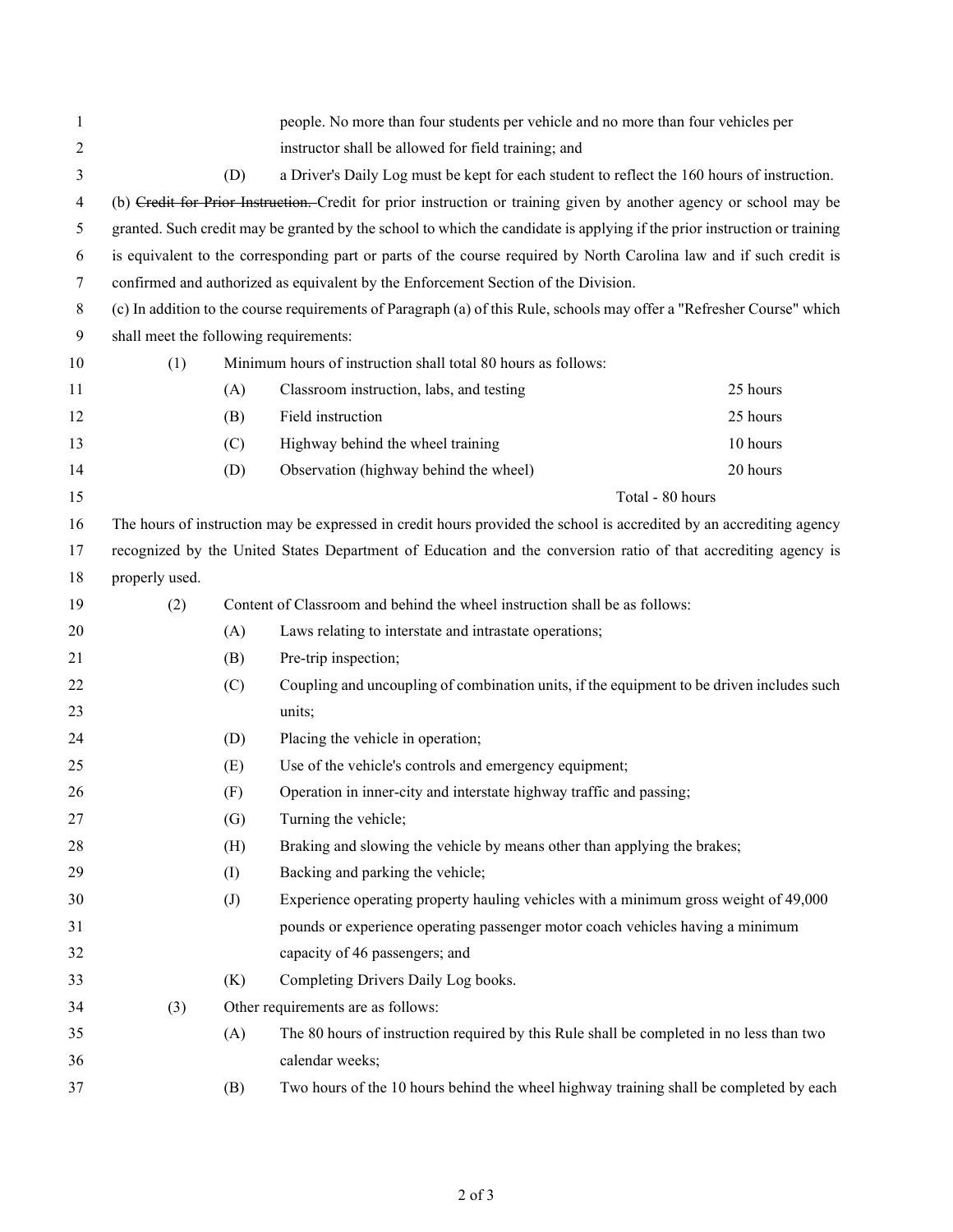people. No more than four students per vehicle and no more than four vehicles per instructor shall be allowed for field training; and

(D) a Driver's Daily Log must be kept for each student to reflect the 160 hours of instruction.

(b) ~~Credit for Prior Instruction.~~ Credit for prior instruction or training given by another agency or school may be granted. Such credit may be granted by the school to which the candidate is applying if the prior instruction or training is equivalent to the corresponding part or parts of the course required by North Carolina law and if such credit is confirmed and authorized as equivalent by the Enforcement Section of the Division.

(c) In addition to the course requirements of Paragraph (a) of this Rule, schools may offer a "Refresher Course" which shall meet the following requirements:

(1) Minimum hours of instruction shall total 80 hours as follows:

| | | |
|---|---|---|
| (A) | Classroom instruction, labs, and testing | 25 hours |
| (B) | Field instruction | 25 hours |
| (C) | Highway behind the wheel training | 10 hours |
| (D) | Observation (highway behind the wheel) | 20 hours |
| | | Total - 80 hours |

The hours of instruction may be expressed in credit hours provided the school is accredited by an accrediting agency recognized by the United States Department of Education and the conversion ratio of that accrediting agency is properly used.

(2) Content of Classroom and behind the wheel instruction shall be as follows:

(A) Laws relating to interstate and intrastate operations;

(B) Pre-trip inspection;

(C) Coupling and uncoupling of combination units, if the equipment to be driven includes such units;

(D) Placing the vehicle in operation;

(E) Use of the vehicle's controls and emergency equipment;

(F) Operation in inner-city and interstate highway traffic and passing;

(G) Turning the vehicle;

(H) Braking and slowing the vehicle by means other than applying the brakes;

(I) Backing and parking the vehicle;

(J) Experience operating property hauling vehicles with a minimum gross weight of 49,000 pounds or experience operating passenger motor coach vehicles having a minimum capacity of 46 passengers; and

(K) Completing Drivers Daily Log books.

(3) Other requirements are as follows:

(A) The 80 hours of instruction required by this Rule shall be completed in no less than two calendar weeks;

(B) Two hours of the 10 hours behind the wheel highway training shall be completed by each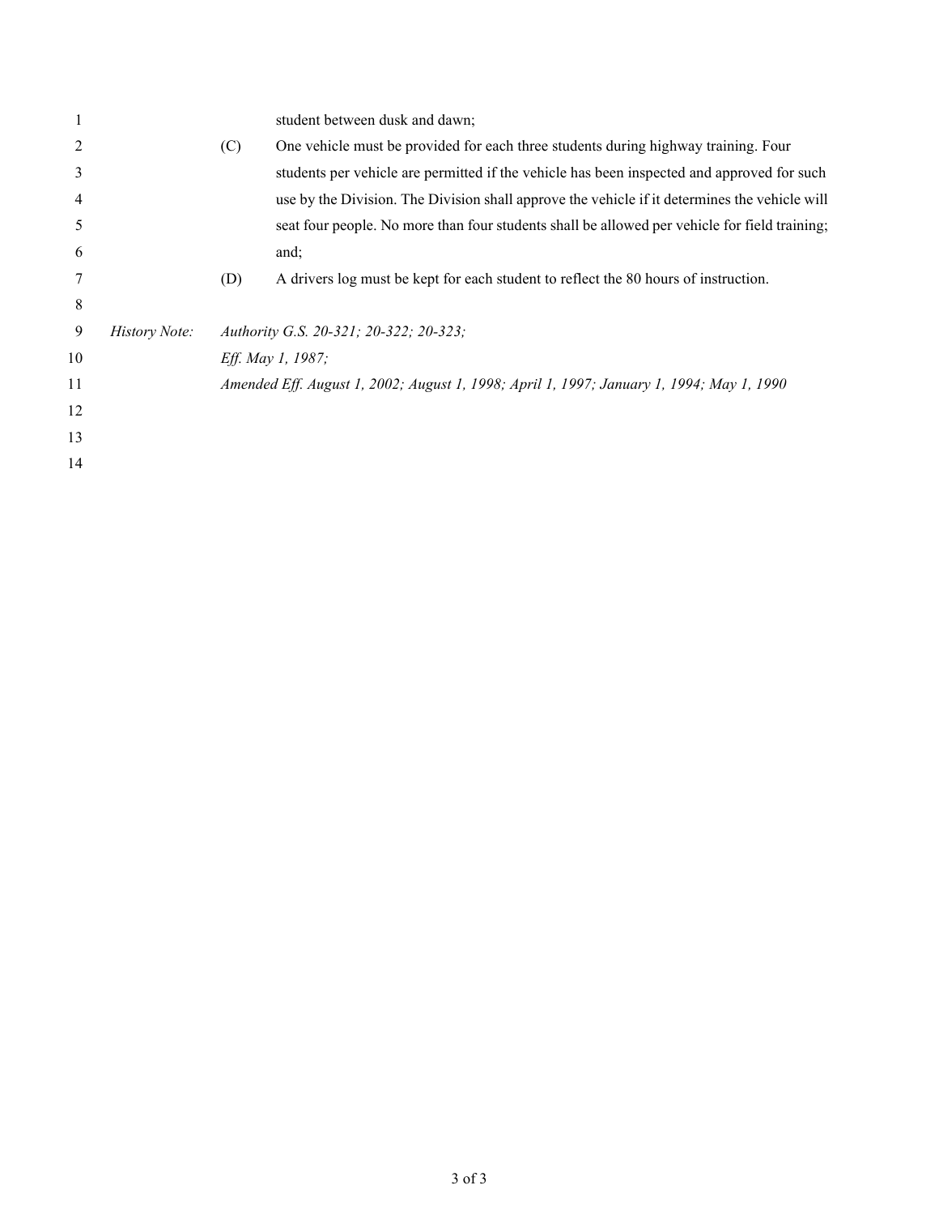student between dusk and dawn;

(C) One vehicle must be provided for each three students during highway training. Four students per vehicle are permitted if the vehicle has been inspected and approved for such use by the Division. The Division shall approve the vehicle if it determines the vehicle will seat four people. No more than four students shall be allowed per vehicle for field training; and;

(D) A drivers log must be kept for each student to reflect the 80 hours of instruction.

*History Note:* *Authority G.S. 20-321; 20-322; 20-323;*
*Eff. May 1, 1987;*
*Amended Eff. August 1, 2002; August 1, 1998; April 1, 1997; January 1, 1994; May 1, 1990*